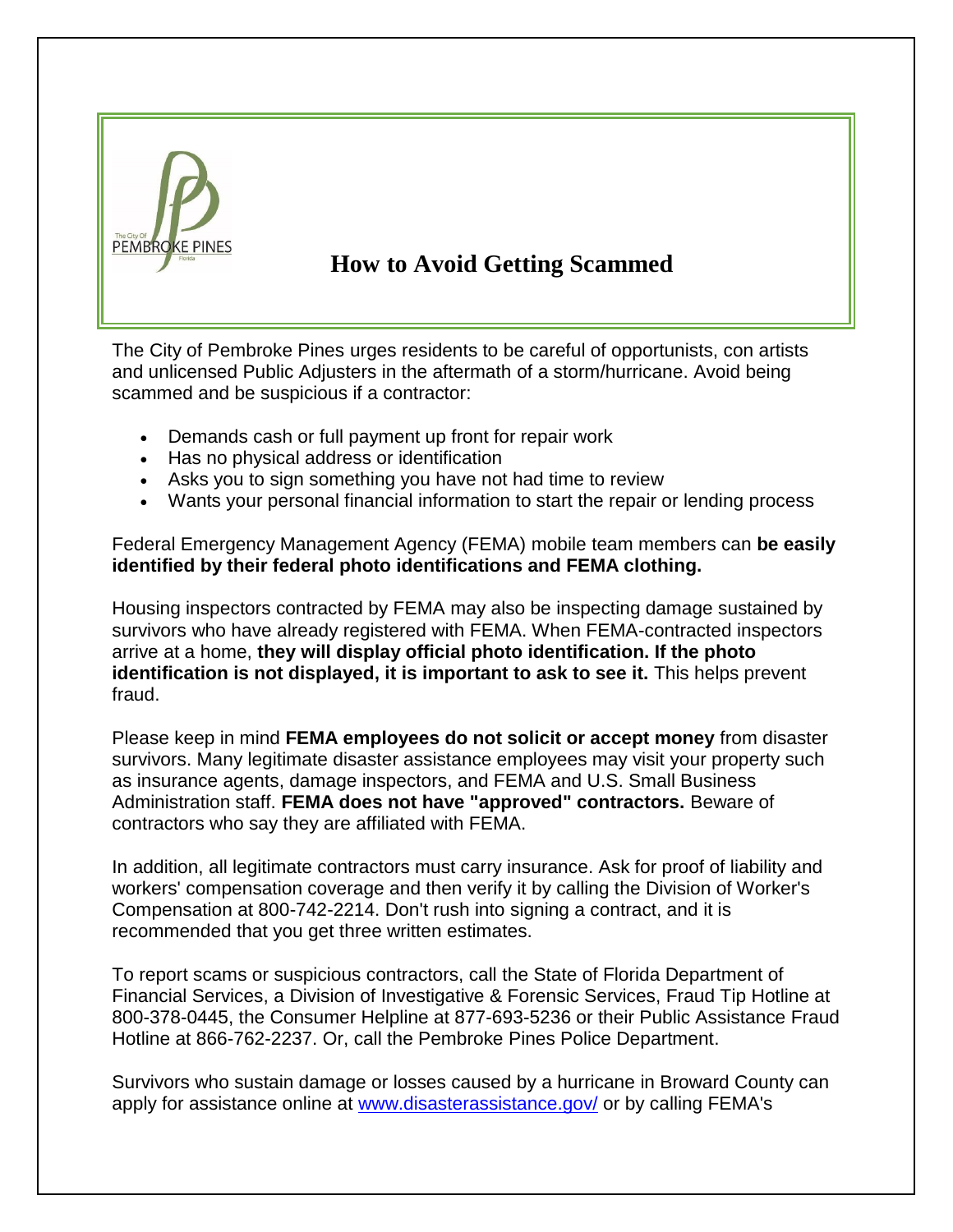# How to Avoid Getting Scammed

The City of Pembroke Pines urges residents to be careful of opportunists, con artists and unlicensed Public Adjusters in the aftermath of a storm/hurricane. Avoid being scammed and be suspicious if a contractor:

- Demands cash or full payment up front for repair work
- Has no physical address or identification
- Asks you to sign something you have not had time to review
- Wants your personal financial information to start the repair or lending process

Federal Emergency Management Agency (FEMA) mobile team members can **be easily identified by their federal photo identifications and FEMA clothing.**

Housing inspectors contracted by FEMA may also be inspecting damage sustained by survivors who have already registered with FEMA. When FEMA-contracted inspectors arrive at a home, **they will display official photo identification. If the photo identification is not displayed, it is important to ask to see it.** This helps prevent fraud.

Please keep in mind **FEMA employees do not solicit or accept money** from disaster survivors. Many legitimate disaster assistance employees may visit your property such as insurance agents, damage inspectors, and FEMA and U.S. Small Business Administration staff. **FEMA does not have "approved" contractors.** Beware of contractors who say they are affiliated with FEMA.

In addition, all legitimate contractors must carry insurance. Ask for proof of liability and workers' compensation coverage and then verify it by calling the Division of Worker's Compensation at 800-742-2214. Don't rush into signing a contract, and it is recommended that you get three written estimates.

To report scams or suspicious contractors, call the State of Florida Department of Financial Services, a Division of Investigative & Forensic Services, Fraud Tip Hotline at 800-378-0445, the Consumer Helpline at 877-693-5236 or their Public Assistance Fraud Hotline at 866-762-2237. Or, call the Pembroke Pines Police Department.

Survivors who sustain damage or losses caused by a hurricane in Broward County can apply for assistance online at [www.disasterassistance.gov/](www.disasterassistance.gov/) or by calling FEMA's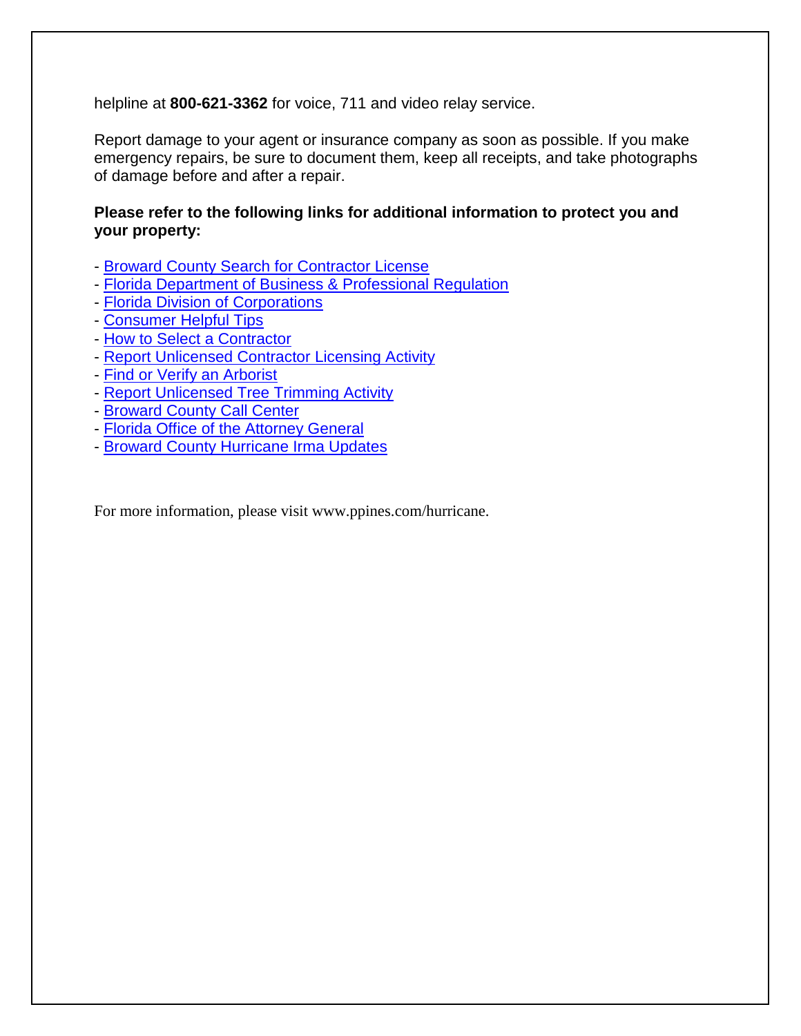helpline at **800-621-3362** for voice, 711 and video relay service.

Report damage to your agent or insurance company as soon as possible. If you make emergency repairs, be sure to document them, keep all receipts, and take photographs of damage before and after a repair.

**Please refer to the following links for additional information to protect you and your property:**

- Broward County Search for Contractor License
- Florida Department of Business & Professional Regulation
- Florida Division of Corporations
- Consumer Helpful Tips
- How to Select a Contractor
- Report Unlicensed Contractor Licensing Activity
- Find or Verify an Arborist
- Report Unlicensed Tree Trimming Activity
- Broward County Call Center
- Florida Office of the Attorney General
- Broward County Hurricane Irma Updates

For more information, please visit www.ppines.com/hurricane.